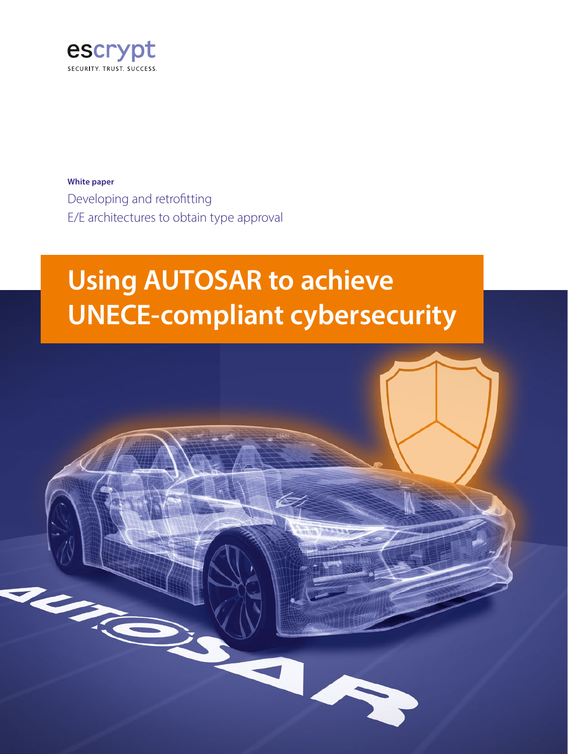escrypt

SECURITY. TRUST. SUCCESS.

**White paper**

Developing and retrofitting
E/E architectures to obtain type approval

# Using AUTOSAR to achieve UNECE-compliant cybersecurity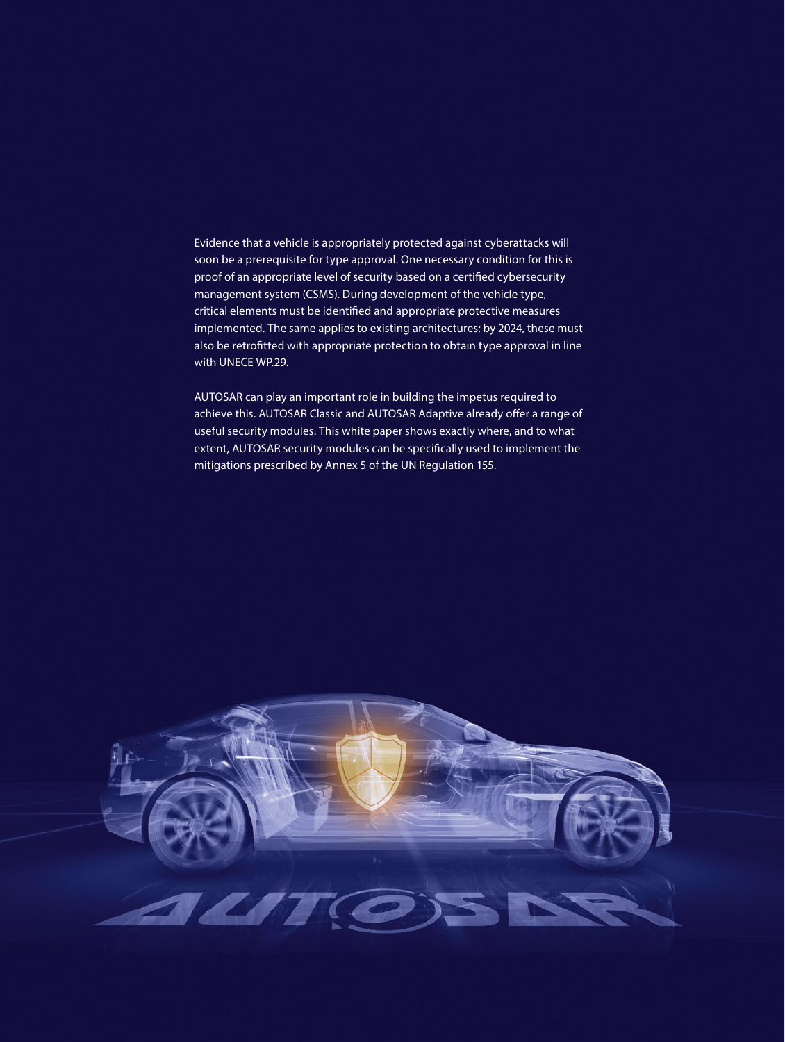Evidence that a vehicle is appropriately protected against cyberattacks will soon be a prerequisite for type approval. One necessary condition for this is proof of an appropriate level of security based on a certified cybersecurity management system (CSMS). During development of the vehicle type, critical elements must be identified and appropriate protective measures implemented. The same applies to existing architectures; by 2024, these must also be retrofitted with appropriate protection to obtain type approval in line with UNECE WP.29.

AUTOSAR can play an important role in building the impetus required to achieve this. AUTOSAR Classic and AUTOSAR Adaptive already offer a range of useful security modules. This white paper shows exactly where, and to what extent, AUTOSAR security modules can be specifically used to implement the mitigations prescribed by Annex 5 of the UN Regulation 155.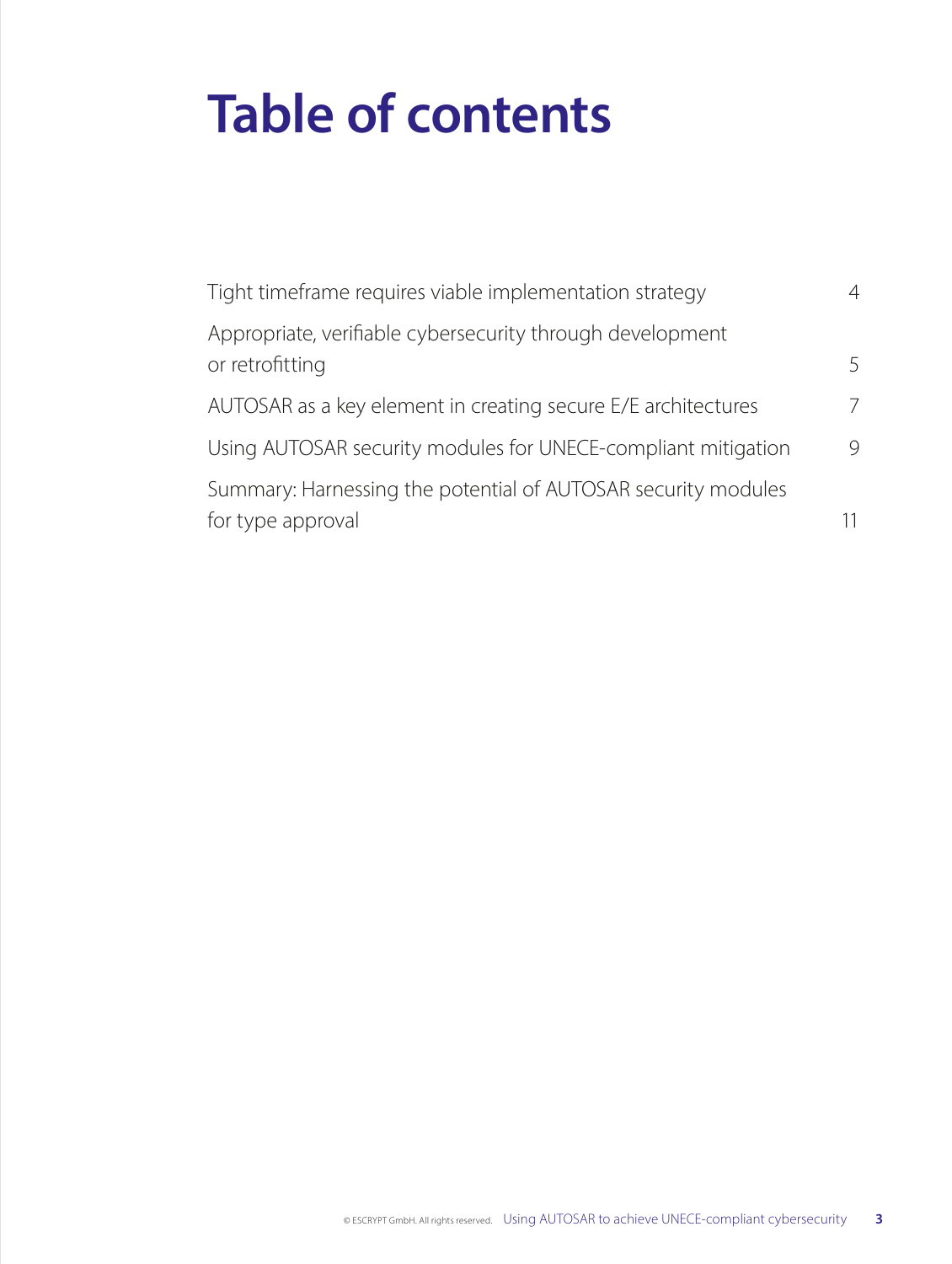# Table of contents

| | |
|---|---|
| Tight timeframe requires viable implementation strategy | 4 |
| Appropriate, verifiable cybersecurity through development or retrofitting | 5 |
| AUTOSAR as a key element in creating secure E/E architectures | 7 |
| Using AUTOSAR security modules for UNECE-compliant mitigation | 9 |
| Summary: Harnessing the potential of AUTOSAR security modules for type approval | 11 |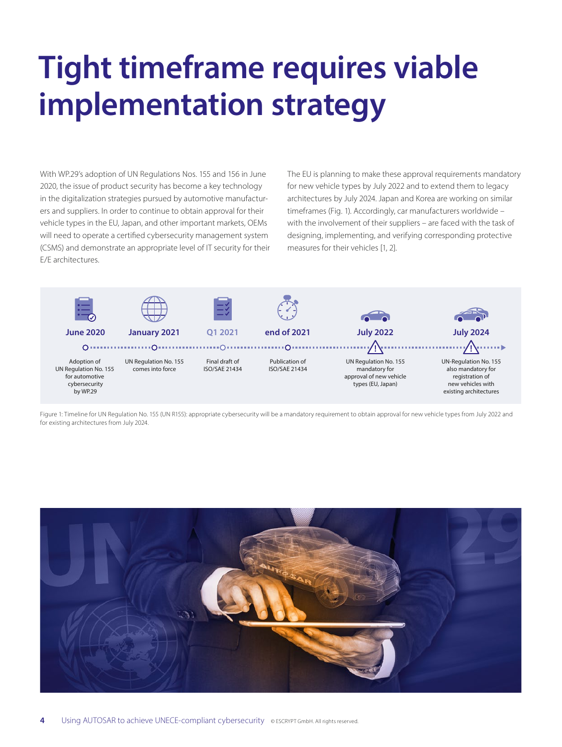# Tight timeframe requires viable implementation strategy

With WP.29's adoption of UN Regulations Nos. 155 and 156 in June 2020, the issue of product security has become a key technology in the digitalization strategies pursued by automotive manufacturers and suppliers. In order to continue to obtain approval for their vehicle types in the EU, Japan, and other important markets, OEMs will need to operate a certified cybersecurity management system (CSMS) and demonstrate an appropriate level of IT security for their E/E architectures.

The EU is planning to make these approval requirements mandatory for new vehicle types by July 2022 and to extend them to legacy architectures by July 2024. Japan and Korea are working on similar timeframes (Fig. 1). Accordingly, car manufacturers worldwide – with the involvement of their suppliers – are faced with the task of designing, implementing, and verifying corresponding protective measures for their vehicles [1, 2].

| June 2020 | January 2021 | Q1 2021 | end of 2021 | July 2022 | July 2024 |
|---|---|---|---|---|---|
| Adoption of UN Regulation No. 155 for automotive cybersecurity by WP.29 | UN Regulation No. 155 comes into force | Final draft of ISO/SAE 21434 | Publication of ISO/SAE 21434 | UN Regulation No. 155 mandatory for approval of new vehicle types (EU, Japan) | UN-Regulation No. 155 also mandatory for registration of new vehicles with existing architectures |

Figure 1: Timeline for UN Regulation No. 155 (UN R155): appropriate cybersecurity will be a mandatory requirement to obtain approval for new vehicle types from July 2022 and for existing architectures from July 2024.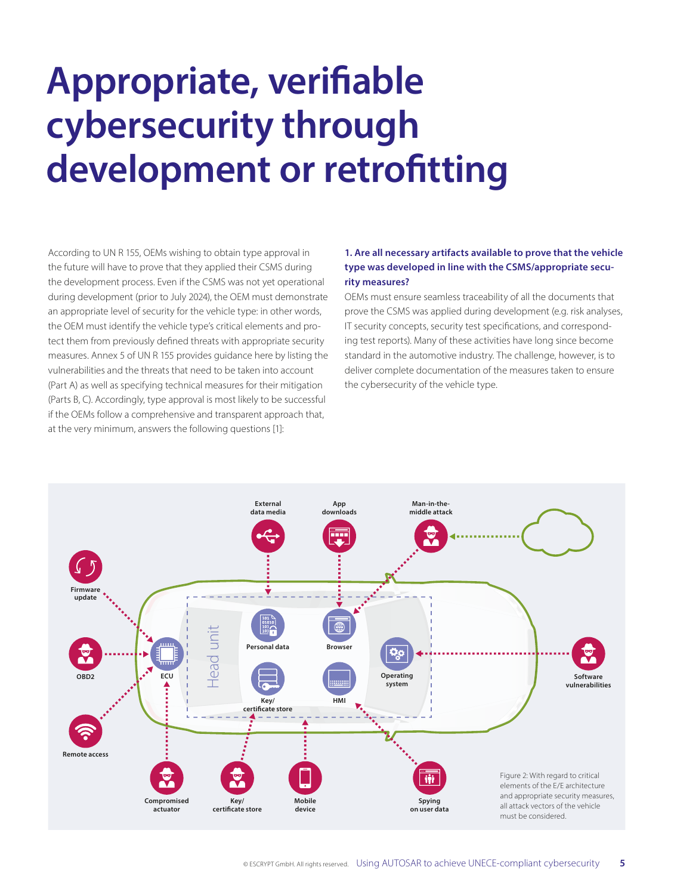# Appropriate, verifiable cybersecurity through development or retrofitting

According to UN R 155, OEMs wishing to obtain type approval in the future will have to prove that they applied their CSMS during the development process. Even if the CSMS was not yet operational during development (prior to July 2024), the OEM must demonstrate an appropriate level of security for the vehicle type: in other words, the OEM must identify the vehicle type's critical elements and protect them from previously defined threats with appropriate security measures. Annex 5 of UN R 155 provides guidance here by listing the vulnerabilities and the threats that need to be taken into account (Part A) as well as specifying technical measures for their mitigation (Parts B, C). Accordingly, type approval is most likely to be successful if the OEMs follow a comprehensive and transparent approach that, at the very minimum, answers the following questions [1]:

### 1. Are all necessary artifacts available to prove that the vehicle type was developed in line with the CSMS/appropriate security measures?

OEMs must ensure seamless traceability of all the documents that prove the CSMS was applied during development (e.g. risk analyses, IT security concepts, security test specifications, and corresponding test reports). Many of these activities have long since become standard in the automotive industry. The challenge, however, is to deliver complete documentation of the measures taken to ensure the cybersecurity of the vehicle type.

Figure 2: With regard to critical elements of the E/E architecture and appropriate security measures, all attack vectors of the vehicle must be considered.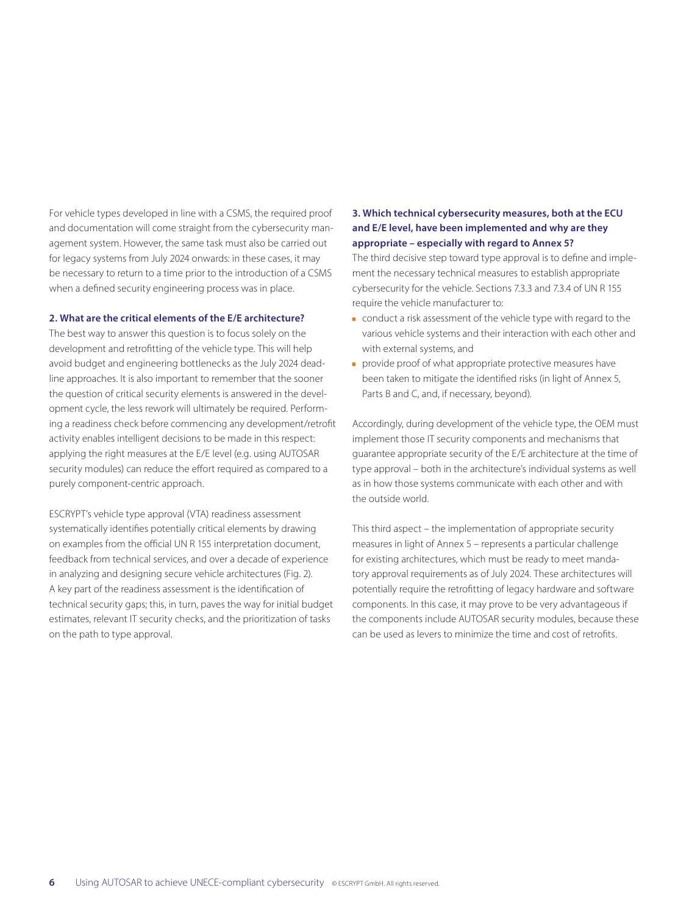For vehicle types developed in line with a CSMS, the required proof and documentation will come straight from the cybersecurity management system. However, the same task must also be carried out for legacy systems from July 2024 onwards: in these cases, it may be necessary to return to a time prior to the introduction of a CSMS when a defined security engineering process was in place.

### 2. What are the critical elements of the E/E architecture?

The best way to answer this question is to focus solely on the development and retrofitting of the vehicle type. This will help avoid budget and engineering bottlenecks as the July 2024 deadline approaches. It is also important to remember that the sooner the question of critical security elements is answered in the development cycle, the less rework will ultimately be required. Performing a readiness check before commencing any development/retrofit activity enables intelligent decisions to be made in this respect: applying the right measures at the E/E level (e.g. using AUTOSAR security modules) can reduce the effort required as compared to a purely component-centric approach.

ESCRYPT's vehicle type approval (VTA) readiness assessment systematically identifies potentially critical elements by drawing on examples from the official UN R 155 interpretation document, feedback from technical services, and over a decade of experience in analyzing and designing secure vehicle architectures (Fig. 2). A key part of the readiness assessment is the identification of technical security gaps; this, in turn, paves the way for initial budget estimates, relevant IT security checks, and the prioritization of tasks on the path to type approval.

### 3. Which technical cybersecurity measures, both at the ECU and E/E level, have been implemented and why are they appropriate – especially with regard to Annex 5?

The third decisive step toward type approval is to define and implement the necessary technical measures to establish appropriate cybersecurity for the vehicle. Sections 7.3.3 and 7.3.4 of UN R 155 require the vehicle manufacturer to:

- conduct a risk assessment of the vehicle type with regard to the various vehicle systems and their interaction with each other and with external systems, and
- provide proof of what appropriate protective measures have been taken to mitigate the identified risks (in light of Annex 5, Parts B and C, and, if necessary, beyond).

Accordingly, during development of the vehicle type, the OEM must implement those IT security components and mechanisms that guarantee appropriate security of the E/E architecture at the time of type approval – both in the architecture's individual systems as well as in how those systems communicate with each other and with the outside world.

This third aspect – the implementation of appropriate security measures in light of Annex 5 – represents a particular challenge for existing architectures, which must be ready to meet mandatory approval requirements as of July 2024. These architectures will potentially require the retrofitting of legacy hardware and software components. In this case, it may prove to be very advantageous if the components include AUTOSAR security modules, because these can be used as levers to minimize the time and cost of retrofits.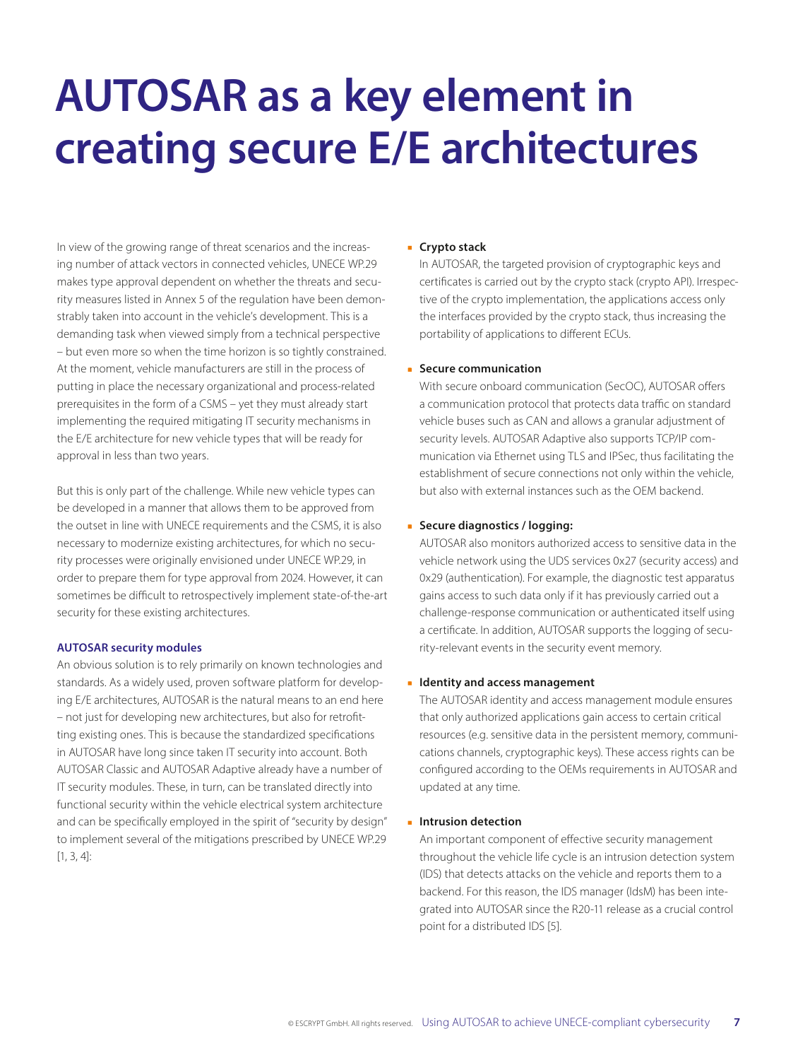# AUTOSAR as a key element in creating secure E/E architectures

In view of the growing range of threat scenarios and the increasing number of attack vectors in connected vehicles, UNECE WP.29 makes type approval dependent on whether the threats and security measures listed in Annex 5 of the regulation have been demonstrably taken into account in the vehicle's development. This is a demanding task when viewed simply from a technical perspective – but even more so when the time horizon is so tightly constrained. At the moment, vehicle manufacturers are still in the process of putting in place the necessary organizational and process-related prerequisites in the form of a CSMS – yet they must already start implementing the required mitigating IT security mechanisms in the E/E architecture for new vehicle types that will be ready for approval in less than two years.

But this is only part of the challenge. While new vehicle types can be developed in a manner that allows them to be approved from the outset in line with UNECE requirements and the CSMS, it is also necessary to modernize existing architectures, for which no security processes were originally envisioned under UNECE WP.29, in order to prepare them for type approval from 2024. However, it can sometimes be difficult to retrospectively implement state-of-the-art security for these existing architectures.

**AUTOSAR security modules**

An obvious solution is to rely primarily on known technologies and standards. As a widely used, proven software platform for developing E/E architectures, AUTOSAR is the natural means to an end here – not just for developing new architectures, but also for retrofitting existing ones. This is because the standardized specifications in AUTOSAR have long since taken IT security into account. Both AUTOSAR Classic and AUTOSAR Adaptive already have a number of IT security modules. These, in turn, can be translated directly into functional security within the vehicle electrical system architecture and can be specifically employed in the spirit of "security by design" to implement several of the mitigations prescribed by UNECE WP.29 [1, 3, 4]:

- **Crypto stack**
  In AUTOSAR, the targeted provision of cryptographic keys and certificates is carried out by the crypto stack (crypto API). Irrespective of the crypto implementation, the applications access only the interfaces provided by the crypto stack, thus increasing the portability of applications to different ECUs.

- **Secure communication**
  With secure onboard communication (SecOC), AUTOSAR offers a communication protocol that protects data traffic on standard vehicle buses such as CAN and allows a granular adjustment of security levels. AUTOSAR Adaptive also supports TCP/IP communication via Ethernet using TLS and IPSec, thus facilitating the establishment of secure connections not only within the vehicle, but also with external instances such as the OEM backend.

- **Secure diagnostics / logging:**
  AUTOSAR also monitors authorized access to sensitive data in the vehicle network using the UDS services 0x27 (security access) and 0x29 (authentication). For example, the diagnostic test apparatus gains access to such data only if it has previously carried out a challenge-response communication or authenticated itself using a certificate. In addition, AUTOSAR supports the logging of security-relevant events in the security event memory.

- **Identity and access management**
  The AUTOSAR identity and access management module ensures that only authorized applications gain access to certain critical resources (e.g. sensitive data in the persistent memory, communications channels, cryptographic keys). These access rights can be configured according to the OEMs requirements in AUTOSAR and updated at any time.

- **Intrusion detection**
  An important component of effective security management throughout the vehicle life cycle is an intrusion detection system (IDS) that detects attacks on the vehicle and reports them to a backend. For this reason, the IDS manager (IdsM) has been integrated into AUTOSAR since the R20-11 release as a crucial control point for a distributed IDS [5].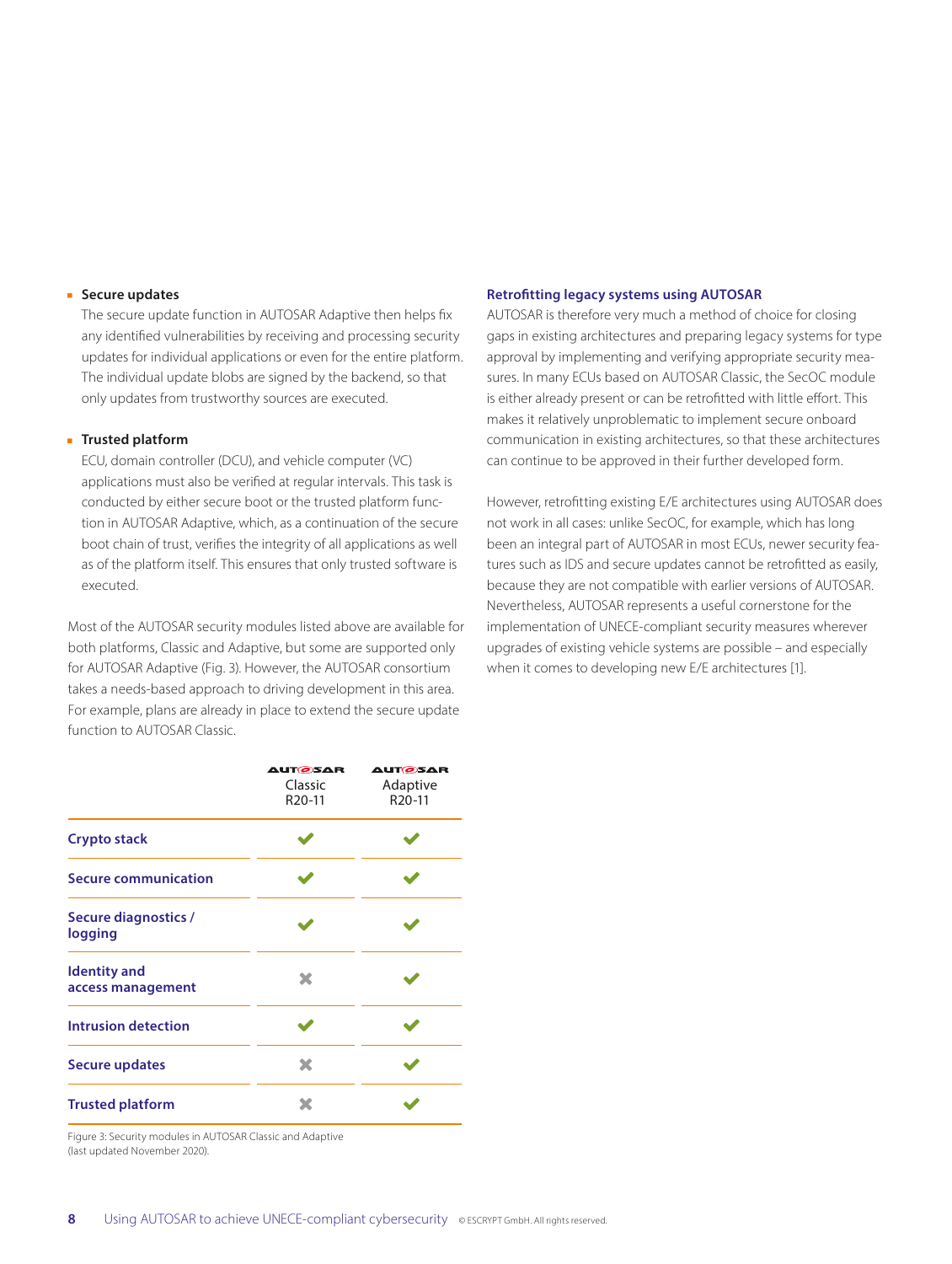- **Secure updates**
  The secure update function in AUTOSAR Adaptive then helps fix any identified vulnerabilities by receiving and processing security updates for individual applications or even for the entire platform. The individual update blobs are signed by the backend, so that only updates from trustworthy sources are executed.

- **Trusted platform**
  ECU, domain controller (DCU), and vehicle computer (VC) applications must also be verified at regular intervals. This task is conducted by either secure boot or the trusted platform function in AUTOSAR Adaptive, which, as a continuation of the secure boot chain of trust, verifies the integrity of all applications as well as of the platform itself. This ensures that only trusted software is executed.

Most of the AUTOSAR security modules listed above are available for both platforms, Classic and Adaptive, but some are supported only for AUTOSAR Adaptive (Fig. 3). However, the AUTOSAR consortium takes a needs-based approach to driving development in this area. For example, plans are already in place to extend the secure update function to AUTOSAR Classic.

| | AUTOSAR Classic R20-11 | AUTOSAR Adaptive R20-11 |
|---|---|---|
| **Crypto stack** | ✔ | ✔ |
| **Secure communication** | ✔ | ✔ |
| **Secure diagnostics / logging** | ✔ | ✔ |
| **Identity and access management** | ✖ | ✔ |
| **Intrusion detection** | ✔ | ✔ |
| **Secure updates** | ✖ | ✔ |
| **Trusted platform** | ✖ | ✔ |

Figure 3: Security modules in AUTOSAR Classic and Adaptive (last updated November 2020).

### Retrofitting legacy systems using AUTOSAR

AUTOSAR is therefore very much a method of choice for closing gaps in existing architectures and preparing legacy systems for type approval by implementing and verifying appropriate security measures. In many ECUs based on AUTOSAR Classic, the SecOC module is either already present or can be retrofitted with little effort. This makes it relatively unproblematic to implement secure onboard communication in existing architectures, so that these architectures can continue to be approved in their further developed form.

However, retrofitting existing E/E architectures using AUTOSAR does not work in all cases: unlike SecOC, for example, which has long been an integral part of AUTOSAR in most ECUs, newer security features such as IDS and secure updates cannot be retrofitted as easily, because they are not compatible with earlier versions of AUTOSAR. Nevertheless, AUTOSAR represents a useful cornerstone for the implementation of UNECE-compliant security measures wherever upgrades of existing vehicle systems are possible – and especially when it comes to developing new E/E architectures [1].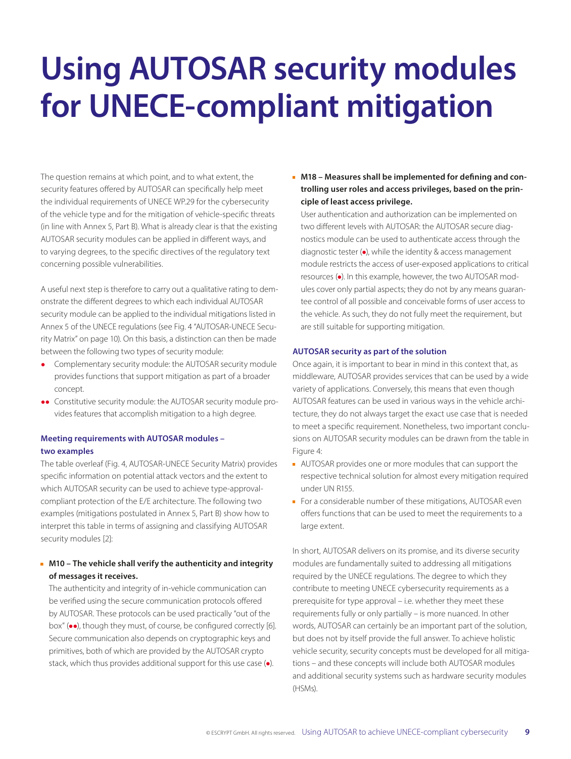# Using AUTOSAR security modules for UNECE-compliant mitigation

The question remains at which point, and to what extent, the security features offered by AUTOSAR can specifically help meet the individual requirements of UNECE WP.29 for the cybersecurity of the vehicle type and for the mitigation of vehicle-specific threats (in line with Annex 5, Part B). What is already clear is that the existing AUTOSAR security modules can be applied in different ways, and to varying degrees, to the specific directives of the regulatory text concerning possible vulnerabilities.

A useful next step is therefore to carry out a qualitative rating to demonstrate the different degrees to which each individual AUTOSAR security module can be applied to the individual mitigations listed in Annex 5 of the UNECE regulations (see Fig. 4 "AUTOSAR-UNECE Security Matrix" on page 10). On this basis, a distinction can then be made between the following two types of security module:

- ● Complementary security module: the AUTOSAR security module provides functions that support mitigation as part of a broader concept.
- ●● Constitutive security module: the AUTOSAR security module provides features that accomplish mitigation to a high degree.

### Meeting requirements with AUTOSAR modules – two examples

The table overleaf (Fig. 4, AUTOSAR-UNECE Security Matrix) provides specific information on potential attack vectors and the extent to which AUTOSAR security can be used to achieve type-approval-compliant protection of the E/E architecture. The following two examples (mitigations postulated in Annex 5, Part B) show how to interpret this table in terms of assigning and classifying AUTOSAR security modules [2]:

- **M10 – The vehicle shall verify the authenticity and integrity of messages it receives.**
  The authenticity and integrity of in-vehicle communication can be verified using the secure communication protocols offered by AUTOSAR. These protocols can be used practically "out of the box" (●●), though they must, of course, be configured correctly [6]. Secure communication also depends on cryptographic keys and primitives, both of which are provided by the AUTOSAR crypto stack, which thus provides additional support for this use case (●).

- **M18 – Measures shall be implemented for defining and controlling user roles and access privileges, based on the principle of least access privilege.**
  User authentication and authorization can be implemented on two different levels with AUTOSAR: the AUTOSAR secure diagnostics module can be used to authenticate access through the diagnostic tester (●), while the identity & access management module restricts the access of user-exposed applications to critical resources (●). In this example, however, the two AUTOSAR modules cover only partial aspects; they do not by any means guarantee control of all possible and conceivable forms of user access to the vehicle. As such, they do not fully meet the requirement, but are still suitable for supporting mitigation.

### AUTOSAR security as part of the solution

Once again, it is important to bear in mind in this context that, as middleware, AUTOSAR provides services that can be used by a wide variety of applications. Conversely, this means that even though AUTOSAR features can be used in various ways in the vehicle architecture, they do not always target the exact use case that is needed to meet a specific requirement. Nonetheless, two important conclusions on AUTOSAR security modules can be drawn from the table in Figure 4:

- AUTOSAR provides one or more modules that can support the respective technical solution for almost every mitigation required under UN R155.
- For a considerable number of these mitigations, AUTOSAR even offers functions that can be used to meet the requirements to a large extent.

In short, AUTOSAR delivers on its promise, and its diverse security modules are fundamentally suited to addressing all mitigations required by the UNECE regulations. The degree to which they contribute to meeting UNECE cybersecurity requirements as a prerequisite for type approval – i.e. whether they meet these requirements fully or only partially – is more nuanced. In other words, AUTOSAR can certainly be an important part of the solution, but does not by itself provide the full answer. To achieve holistic vehicle security, security concepts must be developed for all mitigations – and these concepts will include both AUTOSAR modules and additional security systems such as hardware security modules (HSMs).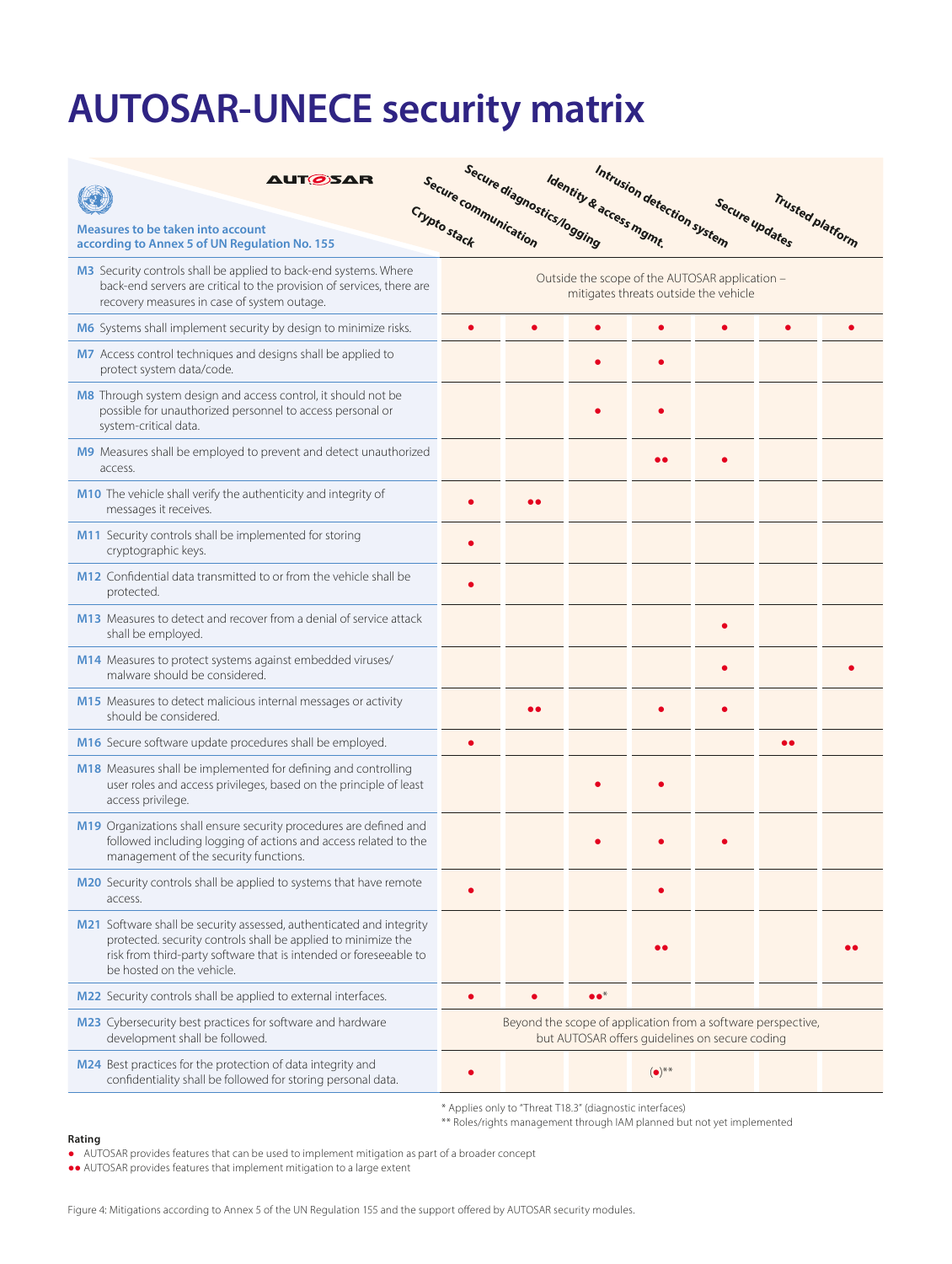# AUTOSAR-UNECE security matrix

| Measures to be taken into account according to Annex 5 of UN Regulation No. 155 | Crypto stack | Secure communication | Secure diagnostics/logging | Identity & access mgmt. | Intrusion detection system | Secure updates | Trusted platform |
|---|---|---|---|---|---|---|---|
| **M3** Security controls shall be applied to back-end systems. Where back-end servers are critical to the provision of services, there are recovery measures in case of system outage. | Outside the scope of the AUTOSAR application – mitigates threats outside the vehicle | | | | | | |
| **M6** Systems shall implement security by design to minimize risks. | ● | ● | ● | ● | ● | ● | ● |
| **M7** Access control techniques and designs shall be applied to protect system data/code. | | | ● | ● | | | |
| **M8** Through system design and access control, it should not be possible for unauthorized personnel to access personal or system-critical data. | | | ● | ● | | | |
| **M9** Measures shall be employed to prevent and detect unauthorized access. | | | | ●● | ● | | |
| **M10** The vehicle shall verify the authenticity and integrity of messages it receives. | ● | ●● | | | | | |
| **M11** Security controls shall be implemented for storing cryptographic keys. | ● | | | | | | |
| **M12** Confidential data transmitted to or from the vehicle shall be protected. | ● | | | | | | |
| **M13** Measures to detect and recover from a denial of service attack shall be employed. | | | | | ● | | |
| **M14** Measures to protect systems against embedded viruses/malware should be considered. | | | | | ● | | ● |
| **M15** Measures to detect malicious internal messages or activity should be considered. | | ●● | | ● | ● | | |
| **M16** Secure software update procedures shall be employed. | ● | | | | | ●● | |
| **M18** Measures shall be implemented for defining and controlling user roles and access privileges, based on the principle of least access privilege. | | | ● | ● | | | |
| **M19** Organizations shall ensure security procedures are defined and followed including logging of actions and access related to the management of the security functions. | | | ● | ● | ● | | |
| **M20** Security controls shall be applied to systems that have remote access. | ● | | | ● | | | |
| **M21** Software shall be security assessed, authenticated and integrity protected. security controls shall be applied to minimize the risk from third-party software that is intended or foreseeable to be hosted on the vehicle. | | | | ●● | | | ●● |
| **M22** Security controls shall be applied to external interfaces. | ● | ● | ●●* | | | | |
| **M23** Cybersecurity best practices for software and hardware development shall be followed. | Beyond the scope of application from a software perspective, but AUTOSAR offers guidelines on secure coding | | | | | | |
| **M24** Best practices for the protection of data integrity and confidentiality shall be followed for storing personal data. | ● | | | (●)** | | | |

\* Applies only to "Threat T18.3" (diagnostic interfaces)

\*\* Roles/rights management through IAM planned but not yet implemented

**Rating**

● AUTOSAR provides features that can be used to implement mitigation as part of a broader concept

●● AUTOSAR provides features that implement mitigation to a large extent

Figure 4: Mitigations according to Annex 5 of the UN Regulation 155 and the support offered by AUTOSAR security modules.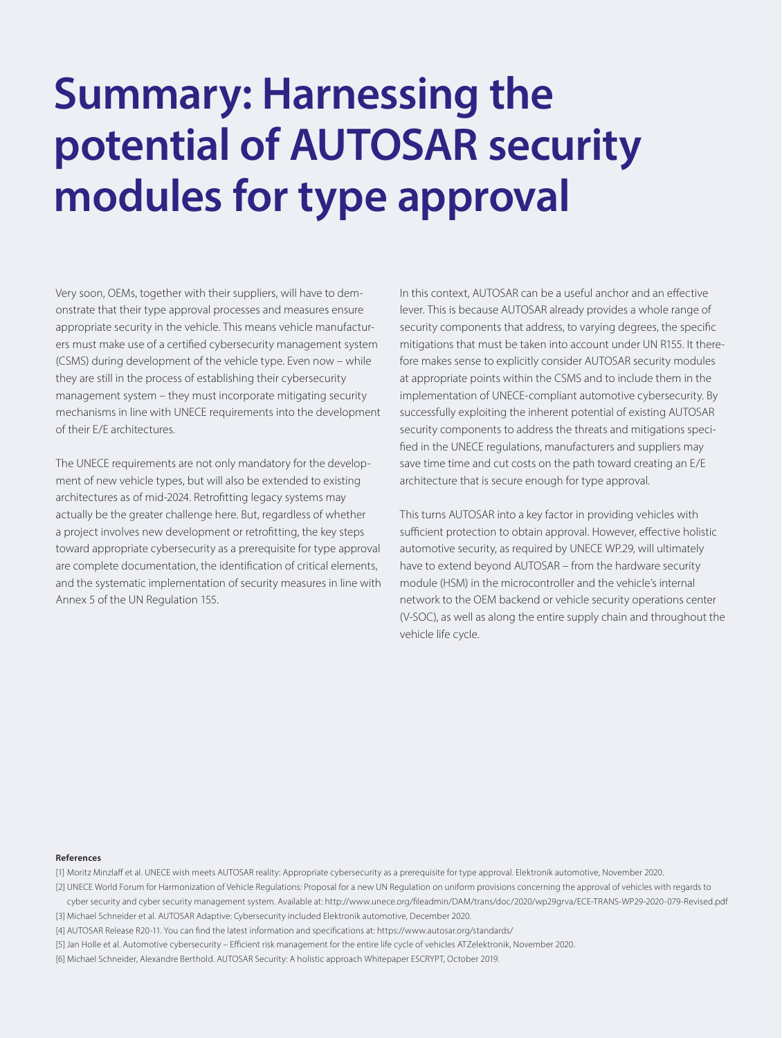# Summary: Harnessing the potential of AUTOSAR security modules for type approval

Very soon, OEMs, together with their suppliers, will have to demonstrate that their type approval processes and measures ensure appropriate security in the vehicle. This means vehicle manufacturers must make use of a certified cybersecurity management system (CSMS) during development of the vehicle type. Even now – while they are still in the process of establishing their cybersecurity management system – they must incorporate mitigating security mechanisms in line with UNECE requirements into the development of their E/E architectures.

The UNECE requirements are not only mandatory for the development of new vehicle types, but will also be extended to existing architectures as of mid-2024. Retrofitting legacy systems may actually be the greater challenge here. But, regardless of whether a project involves new development or retrofitting, the key steps toward appropriate cybersecurity as a prerequisite for type approval are complete documentation, the identification of critical elements, and the systematic implementation of security measures in line with Annex 5 of the UN Regulation 155.

In this context, AUTOSAR can be a useful anchor and an effective lever. This is because AUTOSAR already provides a whole range of security components that address, to varying degrees, the specific mitigations that must be taken into account under UN R155. It therefore makes sense to explicitly consider AUTOSAR security modules at appropriate points within the CSMS and to include them in the implementation of UNECE-compliant automotive cybersecurity. By successfully exploiting the inherent potential of existing AUTOSAR security components to address the threats and mitigations specified in the UNECE regulations, manufacturers and suppliers may save time time and cut costs on the path toward creating an E/E architecture that is secure enough for type approval.

This turns AUTOSAR into a key factor in providing vehicles with sufficient protection to obtain approval. However, effective holistic automotive security, as required by UNECE WP.29, will ultimately have to extend beyond AUTOSAR – from the hardware security module (HSM) in the microcontroller and the vehicle's internal network to the OEM backend or vehicle security operations center (V-SOC), as well as along the entire supply chain and throughout the vehicle life cycle.

**References**

[1] Moritz Minzlaff et al. UNECE wish meets AUTOSAR reality: Appropriate cybersecurity as a prerequisite for type approval. Elektronik automotive, November 2020.

[2] UNECE World Forum for Harmonization of Vehicle Regulations: Proposal for a new UN Regulation on uniform provisions concerning the approval of vehicles with regards to cyber security and cyber security management system. Available at: http://www.unece.org/fileadmin/DAM/trans/doc/2020/wp29grva/ECE-TRANS-WP29-2020-079-Revised.pdf

[3] Michael Schneider et al. AUTOSAR Adaptive: Cybersecurity included Elektronik automotive, December 2020.

[4] AUTOSAR Release R20-11. You can find the latest information and specifications at: https://www.autosar.org/standards/

[5] Jan Holle et al. Automotive cybersecurity – Efficient risk management for the entire life cycle of vehicles ATZelektronik, November 2020.

[6] Michael Schneider, Alexandre Berthold. AUTOSAR Security: A holistic approach Whitepaper ESCRYPT, October 2019.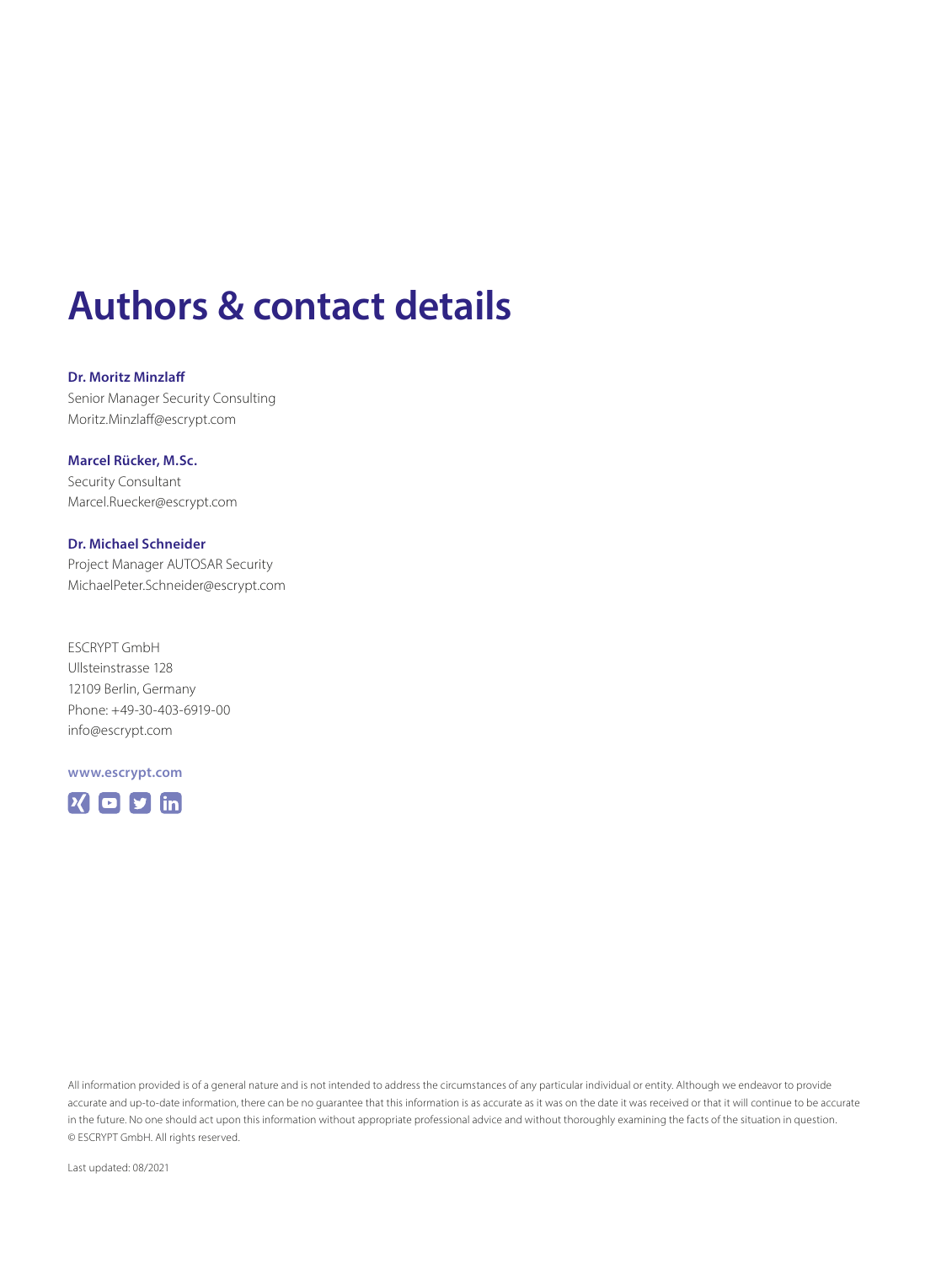# Authors & contact details

**Dr. Moritz Minzlaff**
Senior Manager Security Consulting
Moritz.Minzlaff@escrypt.com

**Marcel Rücker, M.Sc.**
Security Consultant
Marcel.Ruecker@escrypt.com

**Dr. Michael Schneider**
Project Manager AUTOSAR Security
MichaelPeter.Schneider@escrypt.com

ESCRYPT GmbH
Ullsteinstrasse 128
12109 Berlin, Germany
Phone: +49-30-403-6919-00
info@escrypt.com

**www.escrypt.com**

All information provided is of a general nature and is not intended to address the circumstances of any particular individual or entity. Although we endeavor to provide accurate and up-to-date information, there can be no guarantee that this information is as accurate as it was on the date it was received or that it will continue to be accurate in the future. No one should act upon this information without appropriate professional advice and without thoroughly examining the facts of the situation in question. © ESCRYPT GmbH. All rights reserved.

Last updated: 08/2021